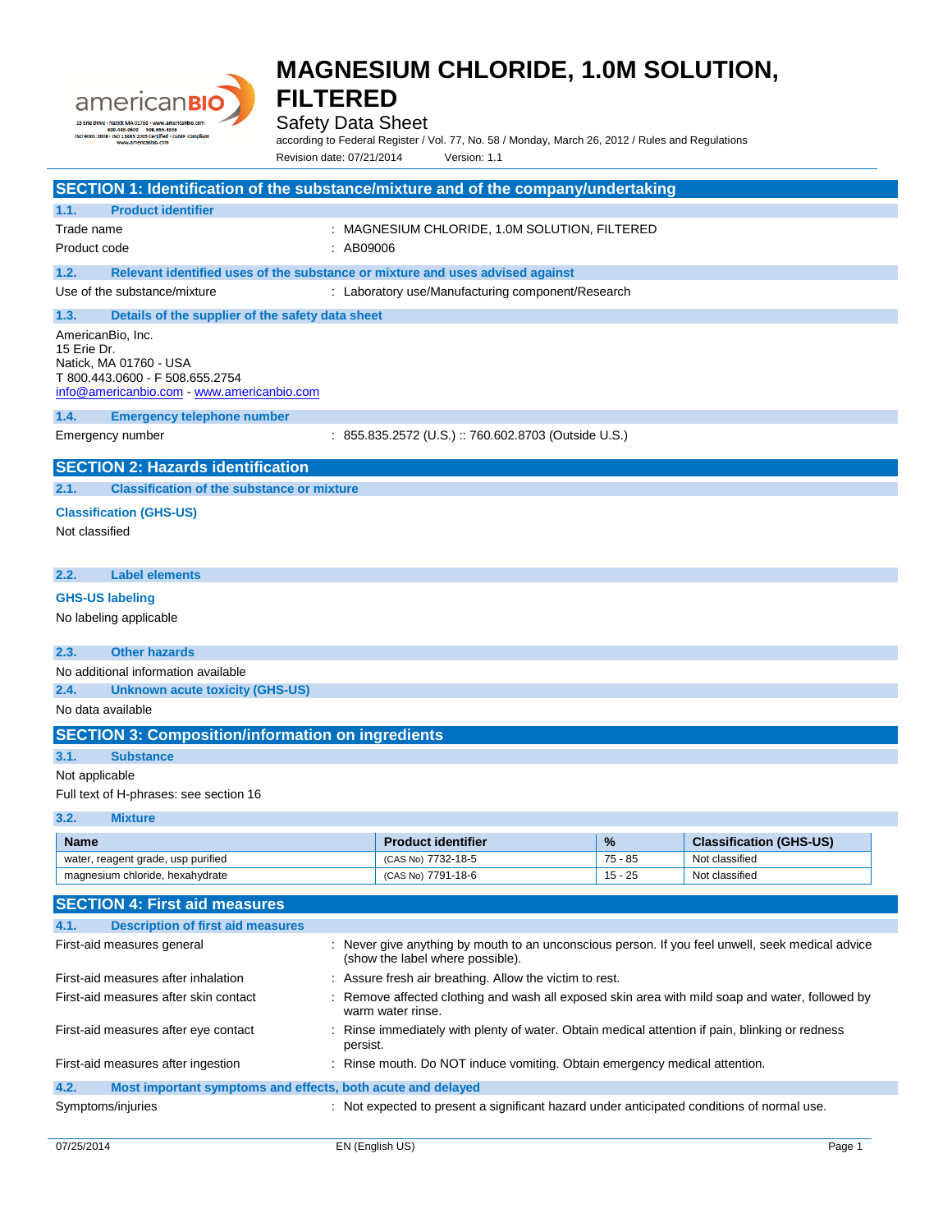# MAGNESIUM CHLORIDE, 1.0M SOLUTION, FILTERED

Safety Data Sheet

according to Federal Register / Vol. 77, No. 58 / Monday, March 26, 2012 / Rules and Regulations

Revision date: 07/21/2014 Version: 1.1

## SECTION 1: Identification of the substance/mixture and of the company/undertaking

### 1.1. Product identifier

Trade name : MAGNESIUM CHLORIDE, 1.0M SOLUTION, FILTERED

Product code : AB09006

### 1.2. Relevant identified uses of the substance or mixture and uses advised against

Use of the substance/mixture : Laboratory use/Manufacturing component/Research

### 1.3. Details of the supplier of the safety data sheet

AmericanBio, Inc.
15 Erie Dr.
Natick, MA 01760 - USA
T 800.443.0600 - F 508.655.2754
info@americanbio.com - www.americanbio.com

### 1.4. Emergency telephone number

Emergency number : 855.835.2572 (U.S.) :: 760.602.8703 (Outside U.S.)

## SECTION 2: Hazards identification

### 2.1. Classification of the substance or mixture

**Classification (GHS-US)**

Not classified

### 2.2. Label elements

**GHS-US labeling**

No labeling applicable

### 2.3. Other hazards

No additional information available

### 2.4. Unknown acute toxicity (GHS-US)

No data available

## SECTION 3: Composition/information on ingredients

### 3.1. Substance

Not applicable

Full text of H-phrases: see section 16

### 3.2. Mixture

| Name | Product identifier | % | Classification (GHS-US) |
|---|---|---|---|
| water, reagent grade, usp purified | (CAS No) 7732-18-5 | 75 - 85 | Not classified |
| magnesium chloride, hexahydrate | (CAS No) 7791-18-6 | 15 - 25 | Not classified |

## SECTION 4: First aid measures

### 4.1. Description of first aid measures

First-aid measures general : Never give anything by mouth to an unconscious person. If you feel unwell, seek medical advice (show the label where possible).

First-aid measures after inhalation : Assure fresh air breathing. Allow the victim to rest.

First-aid measures after skin contact : Remove affected clothing and wash all exposed skin area with mild soap and water, followed by warm water rinse.

First-aid measures after eye contact : Rinse immediately with plenty of water. Obtain medical attention if pain, blinking or redness persist.

First-aid measures after ingestion : Rinse mouth. Do NOT induce vomiting. Obtain emergency medical attention.

### 4.2. Most important symptoms and effects, both acute and delayed

Symptoms/injuries : Not expected to present a significant hazard under anticipated conditions of normal use.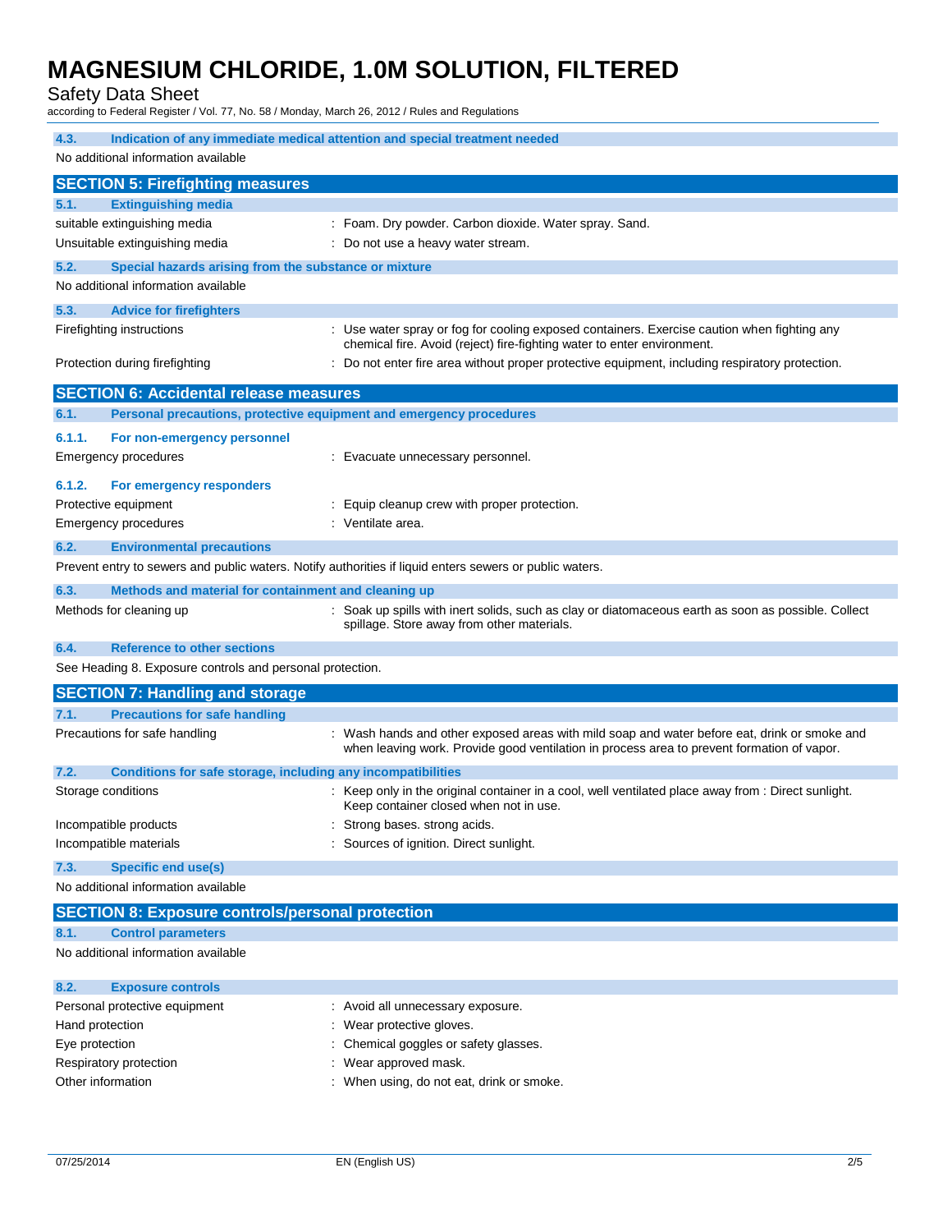### 4.3. Indication of any immediate medical attention and special treatment needed

No additional information available

## SECTION 5: Firefighting measures

### 5.1. Extinguishing media

suitable extinguishing media : Foam. Dry powder. Carbon dioxide. Water spray. Sand.

Unsuitable extinguishing media : Do not use a heavy water stream.

### 5.2. Special hazards arising from the substance or mixture

No additional information available

### 5.3. Advice for firefighters

Firefighting instructions : Use water spray or fog for cooling exposed containers. Exercise caution when fighting any chemical fire. Avoid (reject) fire-fighting water to enter environment.

Protection during firefighting : Do not enter fire area without proper protective equipment, including respiratory protection.

## SECTION 6: Accidental release measures

### 6.1. Personal precautions, protective equipment and emergency procedures

#### 6.1.1. For non-emergency personnel

Emergency procedures : Evacuate unnecessary personnel.

#### 6.1.2. For emergency responders

Protective equipment : Equip cleanup crew with proper protection.

Emergency procedures : Ventilate area.

### 6.2. Environmental precautions

Prevent entry to sewers and public waters. Notify authorities if liquid enters sewers or public waters.

### 6.3. Methods and material for containment and cleaning up

Methods for cleaning up : Soak up spills with inert solids, such as clay or diatomaceous earth as soon as possible. Collect spillage. Store away from other materials.

### 6.4. Reference to other sections

See Heading 8. Exposure controls and personal protection.

## SECTION 7: Handling and storage

### 7.1. Precautions for safe handling

Precautions for safe handling : Wash hands and other exposed areas with mild soap and water before eat, drink or smoke and when leaving work. Provide good ventilation in process area to prevent formation of vapor.

### 7.2. Conditions for safe storage, including any incompatibilities

Storage conditions : Keep only in the original container in a cool, well ventilated place away from : Direct sunlight. Keep container closed when not in use.

Incompatible products : Strong bases. strong acids.

Incompatible materials : Sources of ignition. Direct sunlight.

### 7.3. Specific end use(s)

No additional information available

## SECTION 8: Exposure controls/personal protection

### 8.1. Control parameters

No additional information available

### 8.2. Exposure controls

Personal protective equipment : Avoid all unnecessary exposure.

Hand protection : Wear protective gloves.

Eye protection : Chemical goggles or safety glasses.

Respiratory protection : Wear approved mask.

Other information : When using, do not eat, drink or smoke.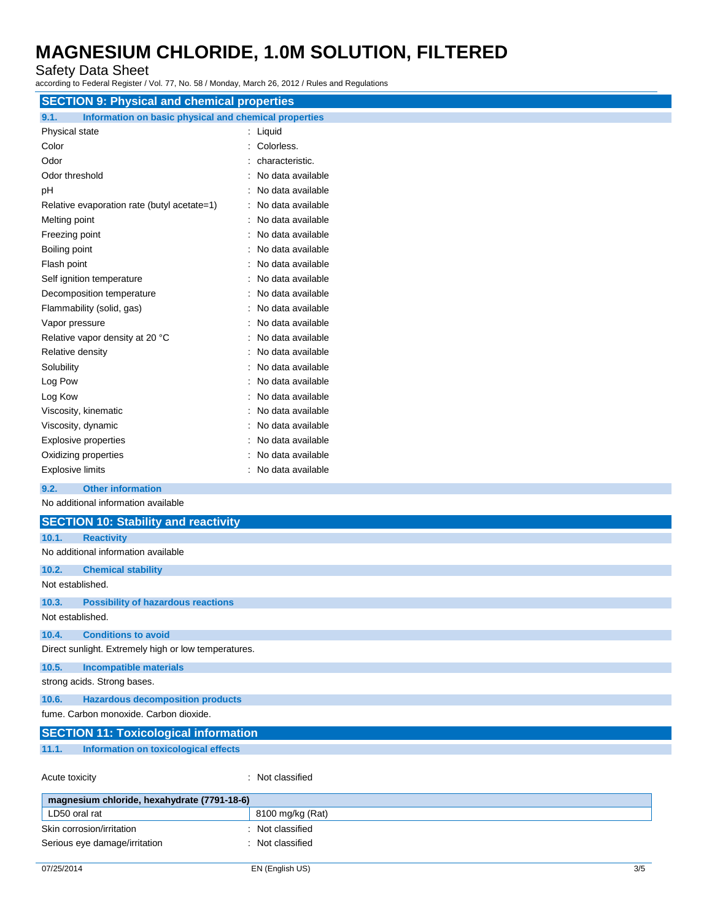## SECTION 9: Physical and chemical properties

### 9.1. Information on basic physical and chemical properties

| | |
|---|---|
| Physical state | : Liquid |
| Color | : Colorless. |
| Odor | : characteristic. |
| Odor threshold | : No data available |
| pH | : No data available |
| Relative evaporation rate (butyl acetate=1) | : No data available |
| Melting point | : No data available |
| Freezing point | : No data available |
| Boiling point | : No data available |
| Flash point | : No data available |
| Self ignition temperature | : No data available |
| Decomposition temperature | : No data available |
| Flammability (solid, gas) | : No data available |
| Vapor pressure | : No data available |
| Relative vapor density at 20 °C | : No data available |
| Relative density | : No data available |
| Solubility | : No data available |
| Log Pow | : No data available |
| Log Kow | : No data available |
| Viscosity, kinematic | : No data available |
| Viscosity, dynamic | : No data available |
| Explosive properties | : No data available |
| Oxidizing properties | : No data available |
| Explosive limits | : No data available |

### 9.2. Other information

No additional information available

## SECTION 10: Stability and reactivity

### 10.1. Reactivity

No additional information available

### 10.2. Chemical stability

Not established.

### 10.3. Possibility of hazardous reactions

Not established.

### 10.4. Conditions to avoid

Direct sunlight. Extremely high or low temperatures.

### 10.5. Incompatible materials

strong acids. Strong bases.

### 10.6. Hazardous decomposition products

fume. Carbon monoxide. Carbon dioxide.

## SECTION 11: Toxicological information

### 11.1. Information on toxicological effects

Acute toxicity : Not classified

| magnesium chloride, hexahydrate (7791-18-6) | |
|---|---|
| LD50 oral rat | 8100 mg/kg (Rat) |

| | |
|---|---|
| Skin corrosion/irritation | : Not classified |
| Serious eye damage/irritation | : Not classified |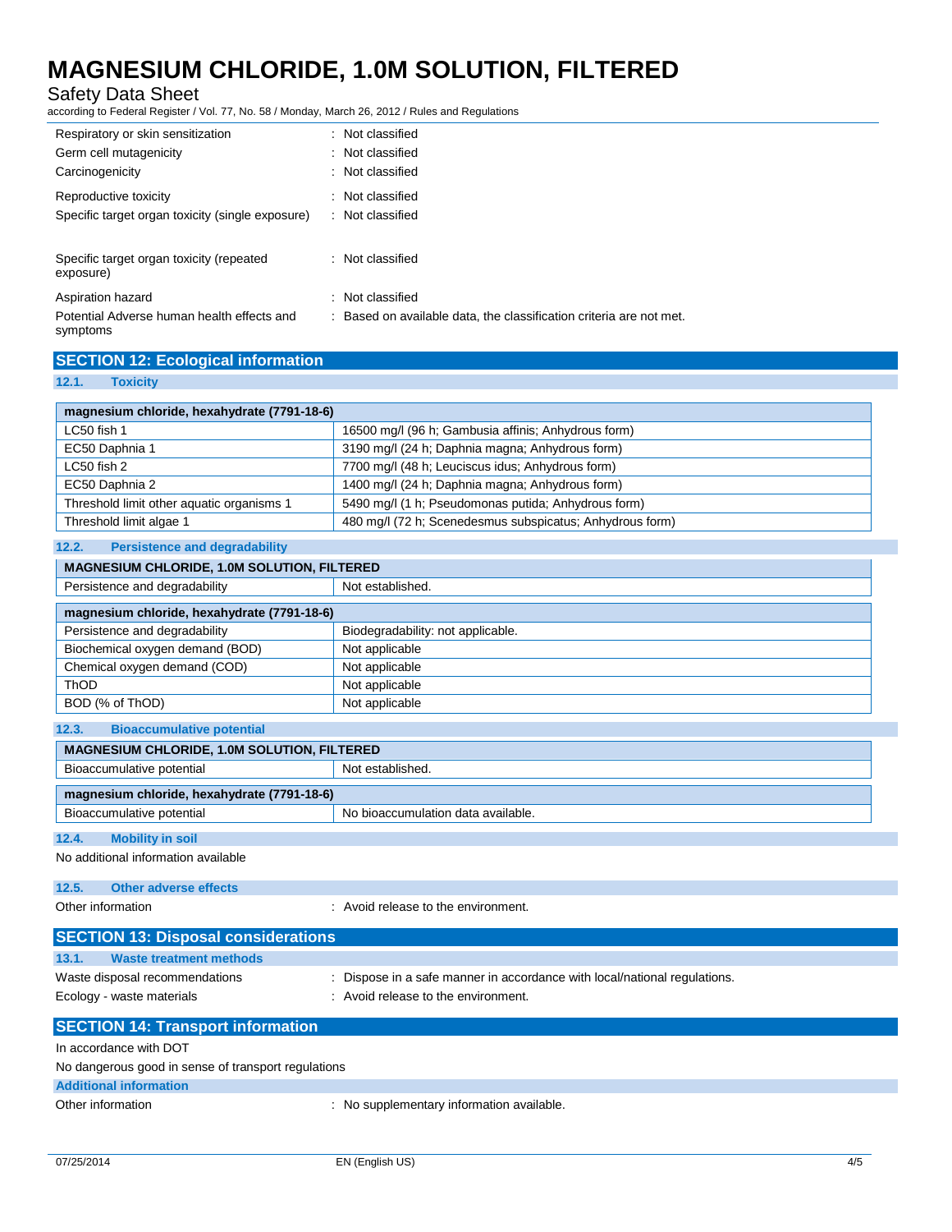| | |
|---|---|
| Respiratory or skin sensitization | : Not classified |
| Germ cell mutagenicity | : Not classified |
| Carcinogenicity | : Not classified |
| Reproductive toxicity | : Not classified |
| Specific target organ toxicity (single exposure) | : Not classified |
| Specific target organ toxicity (repeated exposure) | : Not classified |
| Aspiration hazard | : Not classified |
| Potential Adverse human health effects and symptoms | : Based on available data, the classification criteria are not met. |

## SECTION 12: Ecological information

### 12.1. Toxicity

| magnesium chloride, hexahydrate (7791-18-6) | |
|---|---|
| LC50 fish 1 | 16500 mg/l (96 h; Gambusia affinis; Anhydrous form) |
| EC50 Daphnia 1 | 3190 mg/l (24 h; Daphnia magna; Anhydrous form) |
| LC50 fish 2 | 7700 mg/l (48 h; Leuciscus idus; Anhydrous form) |
| EC50 Daphnia 2 | 1400 mg/l (24 h; Daphnia magna; Anhydrous form) |
| Threshold limit other aquatic organisms 1 | 5490 mg/l (1 h; Pseudomonas putida; Anhydrous form) |
| Threshold limit algae 1 | 480 mg/l (72 h; Scenedesmus subspicatus; Anhydrous form) |

### 12.2. Persistence and degradability

| MAGNESIUM CHLORIDE, 1.0M SOLUTION, FILTERED | |
|---|---|
| Persistence and degradability | Not established. |

| magnesium chloride, hexahydrate (7791-18-6) | |
|---|---|
| Persistence and degradability | Biodegradability: not applicable. |
| Biochemical oxygen demand (BOD) | Not applicable |
| Chemical oxygen demand (COD) | Not applicable |
| ThOD | Not applicable |
| BOD (% of ThOD) | Not applicable |

### 12.3. Bioaccumulative potential

| MAGNESIUM CHLORIDE, 1.0M SOLUTION, FILTERED | |
|---|---|
| Bioaccumulative potential | Not established. |

| magnesium chloride, hexahydrate (7791-18-6) | |
|---|---|
| Bioaccumulative potential | No bioaccumulation data available. |

### 12.4. Mobility in soil

No additional information available

### 12.5. Other adverse effects

Other information : Avoid release to the environment.

## SECTION 13: Disposal considerations

### 13.1. Waste treatment methods

Waste disposal recommendations : Dispose in a safe manner in accordance with local/national regulations.

Ecology - waste materials : Avoid release to the environment.

## SECTION 14: Transport information

In accordance with DOT

No dangerous good in sense of transport regulations

### Additional information

Other information : No supplementary information available.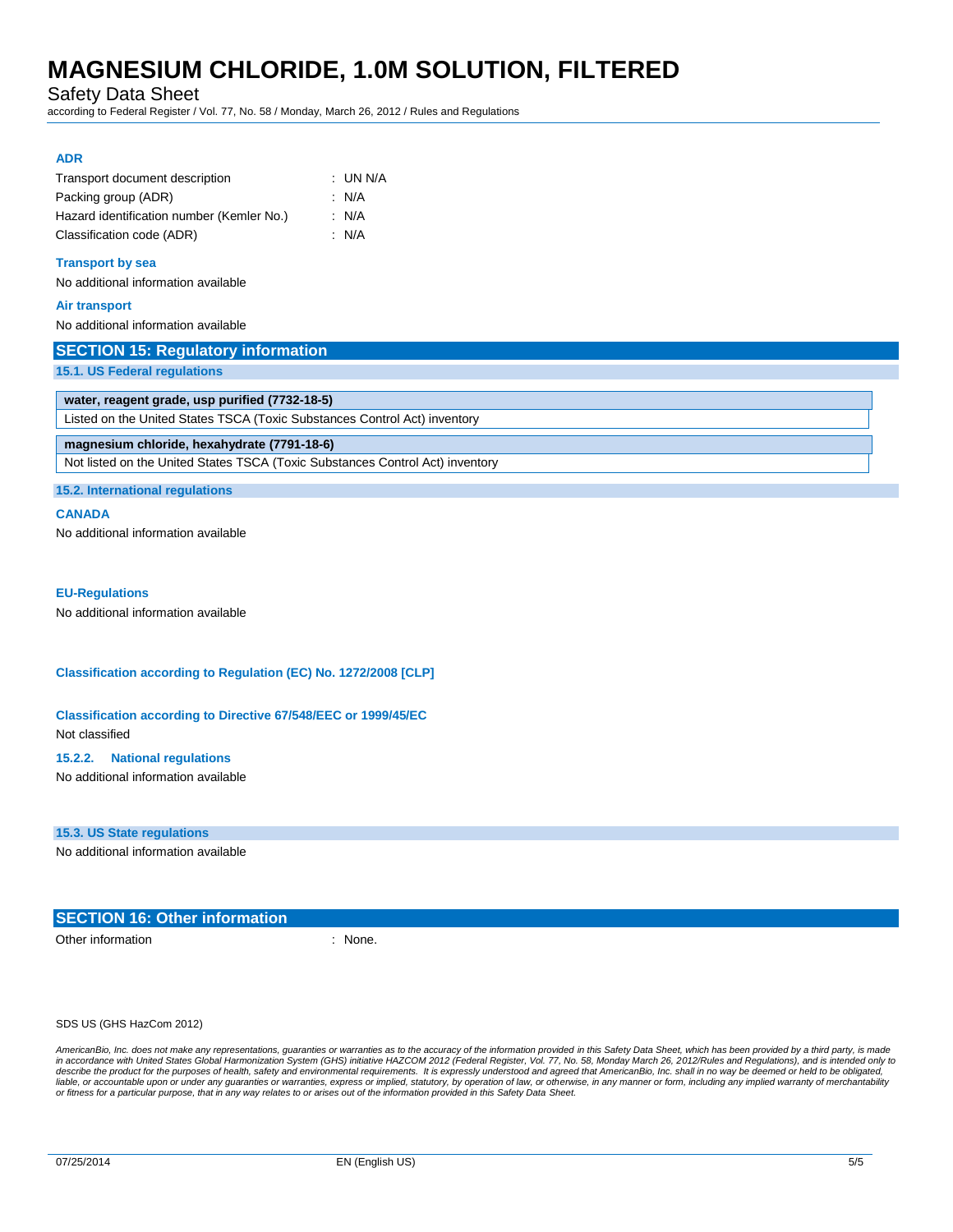### ADR

| | |
|---|---|
| Transport document description | : UN N/A |
| Packing group (ADR) | : N/A |
| Hazard identification number (Kemler No.) | : N/A |
| Classification code (ADR) | : N/A |

### Transport by sea

No additional information available

### Air transport

No additional information available

## SECTION 15: Regulatory information

### 15.1. US Federal regulations

| water, reagent grade, usp purified (7732-18-5) |
|---|
| Listed on the United States TSCA (Toxic Substances Control Act) inventory |

| magnesium chloride, hexahydrate (7791-18-6) |
|---|
| Not listed on the United States TSCA (Toxic Substances Control Act) inventory |

### 15.2. International regulations

**CANADA**

No additional information available

**EU-Regulations**

No additional information available

**Classification according to Regulation (EC) No. 1272/2008 [CLP]**

**Classification according to Directive 67/548/EEC or 1999/45/EC**

Not classified

#### 15.2.2. National regulations

No additional information available

### 15.3. US State regulations

No additional information available

## SECTION 16: Other information

Other information : None.

SDS US (GHS HazCom 2012)

*AmericanBio, Inc. does not make any representations, guaranties or warranties as to the accuracy of the information provided in this Safety Data Sheet, which has been provided by a third party, is made in accordance with United States Global Harmonization System (GHS) initiative HAZCOM 2012 (Federal Register, Vol. 77, No. 58, Monday March 26, 2012/Rules and Regulations), and is intended only to describe the product for the purposes of health, safety and environmental requirements. It is expressly understood and agreed that AmericanBio, Inc. shall in no way be deemed or held to be obligated, liable, or accountable upon or under any guaranties or warranties, express or implied, statutory, by operation of law, or otherwise, in any manner or form, including any implied warranty of merchantability or fitness for a particular purpose, that in any way relates to or arises out of the information provided in this Safety Data Sheet.*